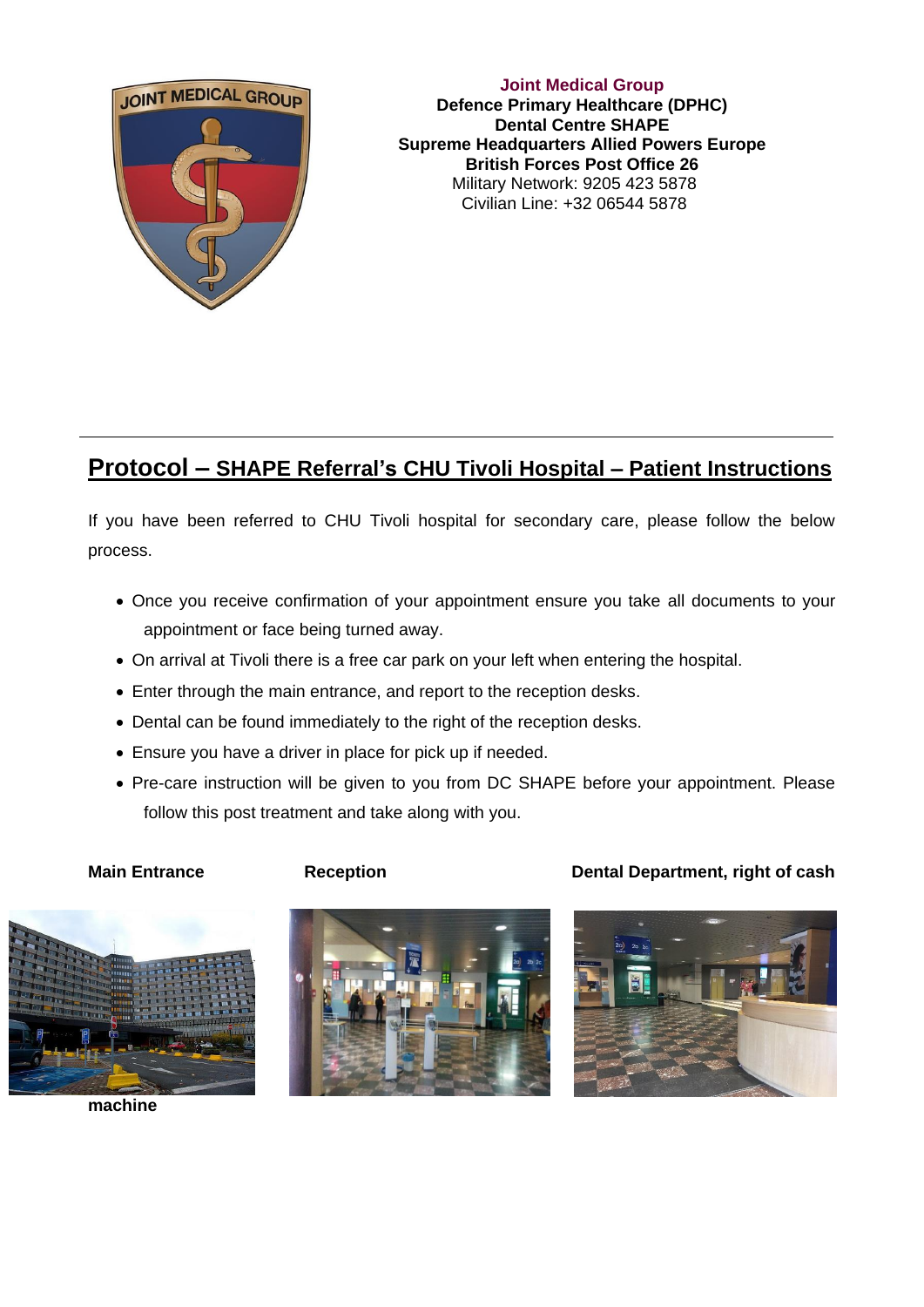**Joint Medical Group**
**Defence Primary Healthcare (DPHC)**
**Dental Centre SHAPE**
**Supreme Headquarters Allied Powers Europe**
**British Forces Post Office 26**
Military Network: 9205 423 5878
Civilian Line: +32 06544 5878

---

## Protocol – SHAPE Referral's CHU Tivoli Hospital – Patient Instructions

If you have been referred to CHU Tivoli hospital for secondary care, please follow the below process.

- Once you receive confirmation of your appointment ensure you take all documents to your appointment or face being turned away.
- On arrival at Tivoli there is a free car park on your left when entering the hospital.
- Enter through the main entrance, and report to the reception desks.
- Dental can be found immediately to the right of the reception desks.
- Ensure you have a driver in place for pick up if needed.
- Pre-care instruction will be given to you from DC SHAPE before your appointment. Please follow this post treatment and take along with you.

**Main Entrance**

**Reception**

**Dental Department, right of cash machine**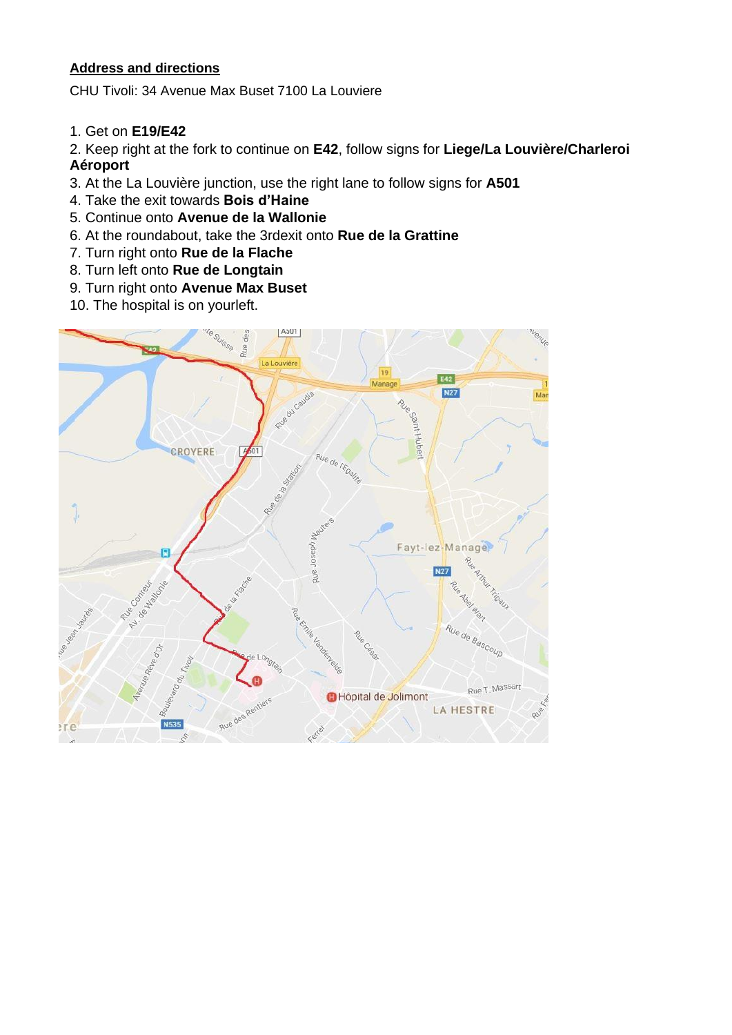**Address and directions**

CHU Tivoli: 34 Avenue Max Buset 7100 La Louviere

1. Get on **E19/E42**
2. Keep right at the fork to continue on **E42**, follow signs for **Liege/La Louvière/Charleroi Aéroport**
3. At the La Louvière junction, use the right lane to follow signs for **A501**
4. Take the exit towards **Bois d'Haine**
5. Continue onto **Avenue de la Wallonie**
6. At the roundabout, take the 3rdexit onto **Rue de la Grattine**
7. Turn right onto **Rue de la Flache**
8. Turn left onto **Rue de Longtain**
9. Turn right onto **Avenue Max Buset**
10. The hospital is on yourleft.